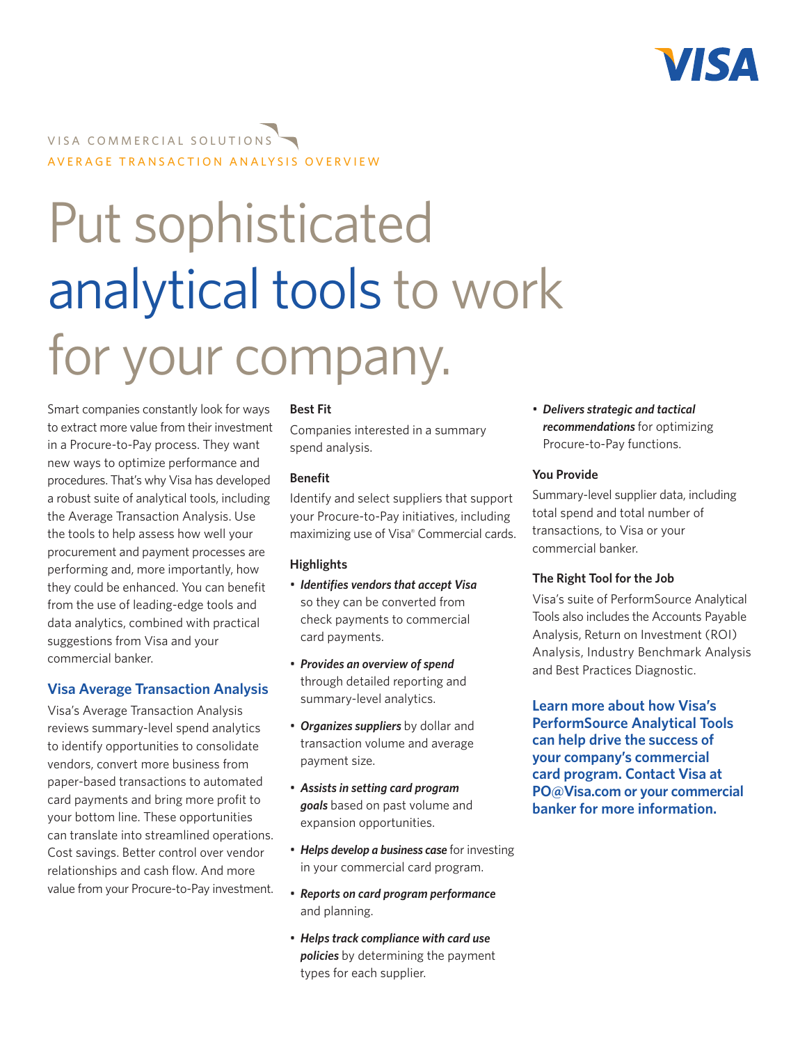VISA COMMERCIAL SOLUTIONS

AVERAGE TRANSACTION ANALYSIS OVERVIEW

# Put sophisticated analytical tools to work for your company.

Smart companies constantly look for ways to extract more value from their investment in a Procure-to-Pay process. They want new ways to optimize performance and procedures. That's why Visa has developed a robust suite of analytical tools, including the Average Transaction Analysis. Use the tools to help assess how well your procurement and payment processes are performing and, more importantly, how they could be enhanced. You can benefit from the use of leading-edge tools and data analytics, combined with practical suggestions from Visa and your commercial banker.

## Visa Average Transaction Analysis

Visa's Average Transaction Analysis reviews summary-level spend analytics to identify opportunities to consolidate vendors, convert more business from paper-based transactions to automated card payments and bring more profit to your bottom line. These opportunities can translate into streamlined operations. Cost savings. Better control over vendor relationships and cash flow. And more value from your Procure-to-Pay investment.

**Best Fit**

Companies interested in a summary spend analysis.

**Benefit**

Identify and select suppliers that support your Procure-to-Pay initiatives, including maximizing use of Visa® Commercial cards.

**Highlights**

- ***Identifies vendors that accept Visa*** so they can be converted from check payments to commercial card payments.
- ***Provides an overview of spend*** through detailed reporting and summary-level analytics.
- ***Organizes suppliers*** by dollar and transaction volume and average payment size.
- ***Assists in setting card program goals*** based on past volume and expansion opportunities.
- ***Helps develop a business case*** for investing in your commercial card program.
- ***Reports on card program performance*** and planning.
- ***Helps track compliance with card use policies*** by determining the payment types for each supplier.
- ***Delivers strategic and tactical recommendations*** for optimizing Procure-to-Pay functions.

**You Provide**

Summary-level supplier data, including total spend and total number of transactions, to Visa or your commercial banker.

**The Right Tool for the Job**

Visa's suite of PerformSource Analytical Tools also includes the Accounts Payable Analysis, Return on Investment (ROI) Analysis, Industry Benchmark Analysis and Best Practices Diagnostic.

**Learn more about how Visa's PerformSource Analytical Tools can help drive the success of your company's commercial card program. Contact Visa at PO@Visa.com or your commercial banker for more information.**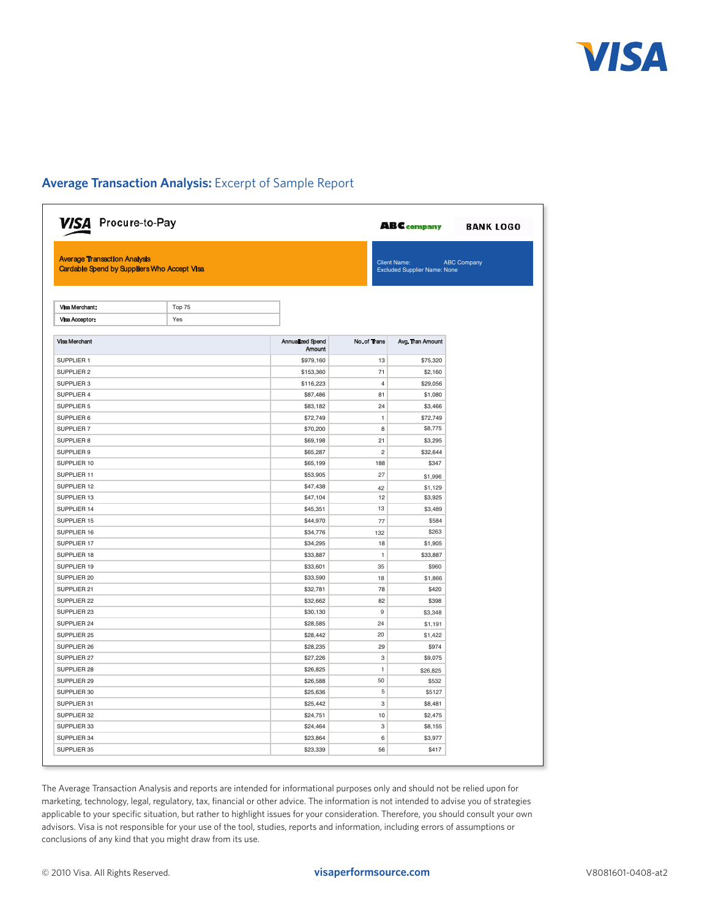## **Average Transaction Analysis:** Excerpt of Sample Report

**VISA** Procure-to-Pay

ABC company

BANK LOGO

**Average Transaction Analysis**
**Cardable Spend by Suppliers Who Accept Visa**

Client Name: ABC Company
Excluded Supplier Name: None

| | |
|---|---|
| **Visa Merchant:** | Top 75 |
| **Visa Acceptor:** | Yes |

| Visa Merchant | Annualized Spend Amount | No. of Trans | Avg. Tran Amount |
|---|---|---|---|
| SUPPLIER 1 | $979,160 | 13 | $75,320 |
| SUPPLIER 2 | $153,360 | 71 | $2,160 |
| SUPPLIER 3 | $116,223 | 4 | $29,056 |
| SUPPLIER 4 | $87,486 | 81 | $1,080 |
| SUPPLIER 5 | $83,182 | 24 | $3,466 |
| SUPPLIER 6 | $72,749 | 1 | $72,749 |
| SUPPLIER 7 | $70,200 | 8 | $8,775 |
| SUPPLIER 8 | $69,198 | 21 | $3,295 |
| SUPPLIER 9 | $65,287 | 2 | $32,644 |
| SUPPLIER 10 | $65,199 | 188 | $347 |
| SUPPLIER 11 | $53,905 | 27 | $1,996 |
| SUPPLIER 12 | $47,438 | 42 | $1,129 |
| SUPPLIER 13 | $47,104 | 12 | $3,925 |
| SUPPLIER 14 | $45,351 | 13 | $3,489 |
| SUPPLIER 15 | $44,970 | 77 | $584 |
| SUPPLIER 16 | $34,776 | 132 | $263 |
| SUPPLIER 17 | $34,295 | 18 | $1,905 |
| SUPPLIER 18 | $33,887 | 1 | $33,887 |
| SUPPLIER 19 | $33,601 | 35 | $960 |
| SUPPLIER 20 | $33,590 | 18 | $1,866 |
| SUPPLIER 21 | $32,781 | 78 | $420 |
| SUPPLIER 22 | $32,662 | 82 | $398 |
| SUPPLIER 23 | $30,130 | 9 | $3,348 |
| SUPPLIER 24 | $28,585 | 24 | $1,191 |
| SUPPLIER 25 | $28,442 | 20 | $1,422 |
| SUPPLIER 26 | $28,235 | 29 | $974 |
| SUPPLIER 27 | $27,226 | 3 | $9,075 |
| SUPPLIER 28 | $26,825 | 1 | $26,825 |
| SUPPLIER 29 | $26,588 | 50 | $532 |
| SUPPLIER 30 | $25,636 | 5 | $5127 |
| SUPPLIER 31 | $25,442 | 3 | $8,481 |
| SUPPLIER 32 | $24,751 | 10 | $2,475 |
| SUPPLIER 33 | $24,464 | 3 | $8,155 |
| SUPPLIER 34 | $23,864 | 6 | $3,977 |
| SUPPLIER 35 | $23,339 | 56 | $417 |

The Average Transaction Analysis and reports are intended for informational purposes only and should not be relied upon for marketing, technology, legal, regulatory, tax, financial or other advice. The information is not intended to advise you of strategies applicable to your specific situation, but rather to highlight issues for your consideration. Therefore, you should consult your own advisors. Visa is not responsible for your use of the tool, studies, reports and information, including errors of assumptions or conclusions of any kind that you might draw from its use.

© 2010 Visa. All Rights Reserved. **visaperformsource.com** V8081601-0408-at2